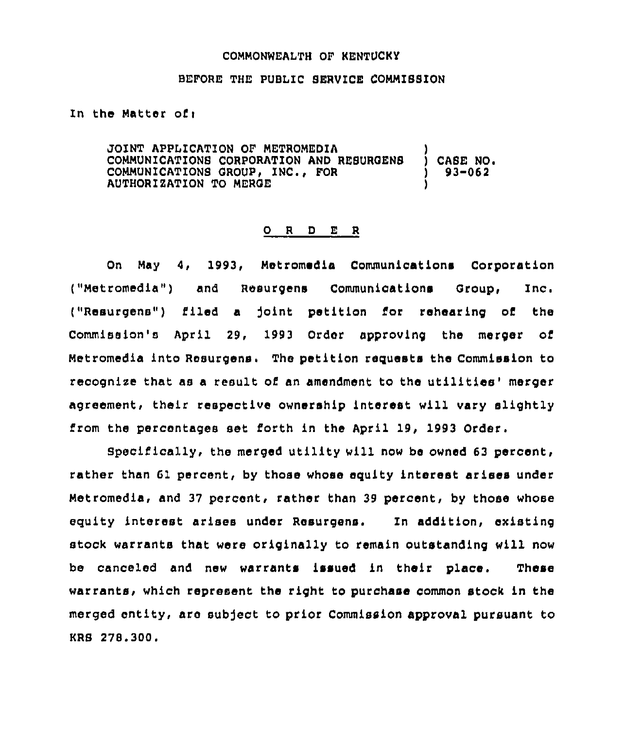COMMONWEALTH OF KENTUCKY

BEFORE THE PUBLIC SERVICE COMMISSION

In the Matter of:

JOINT APPLICATION OF METROMEDIA COMMUNICATIONS CORPORATION AND RESURGENS COMMUNICATIONS GROUP, INC., FOR AUTHORIZATION TO MERGE ) CASE NO. 93-062

O R D E R

On May 4, 1993, Metromedia Communications Corporation ("Metromedia") and Resurgens Communications Group, Inc. ("Resurgens") filed a joint petition for rehearing of the Commission's April 29, 1993 Order approving the merger of Metromedia into Resurgens. The petition requests the Commission to recognize that as a result of an amendment to the utilities' merger agreement, their respective ownership interest will vary slightly from the percentages set forth in the April 19, 1993 Order.

Specifically, the merged utility will now be owned 63 percent, rather than 61 percent, by those whose equity interest arises under Metromedia, and 37 percent, rather than 39 percent, by those whose equity interest arises under Resurgens. In addition, existing stock warrants that were originally to remain outstanding will now be canceled and new warrants issued in their place. These warrants, which represent the right to purchase common stock in the merged entity, are subject to prior Commission approval pursuant to KRS 278.300.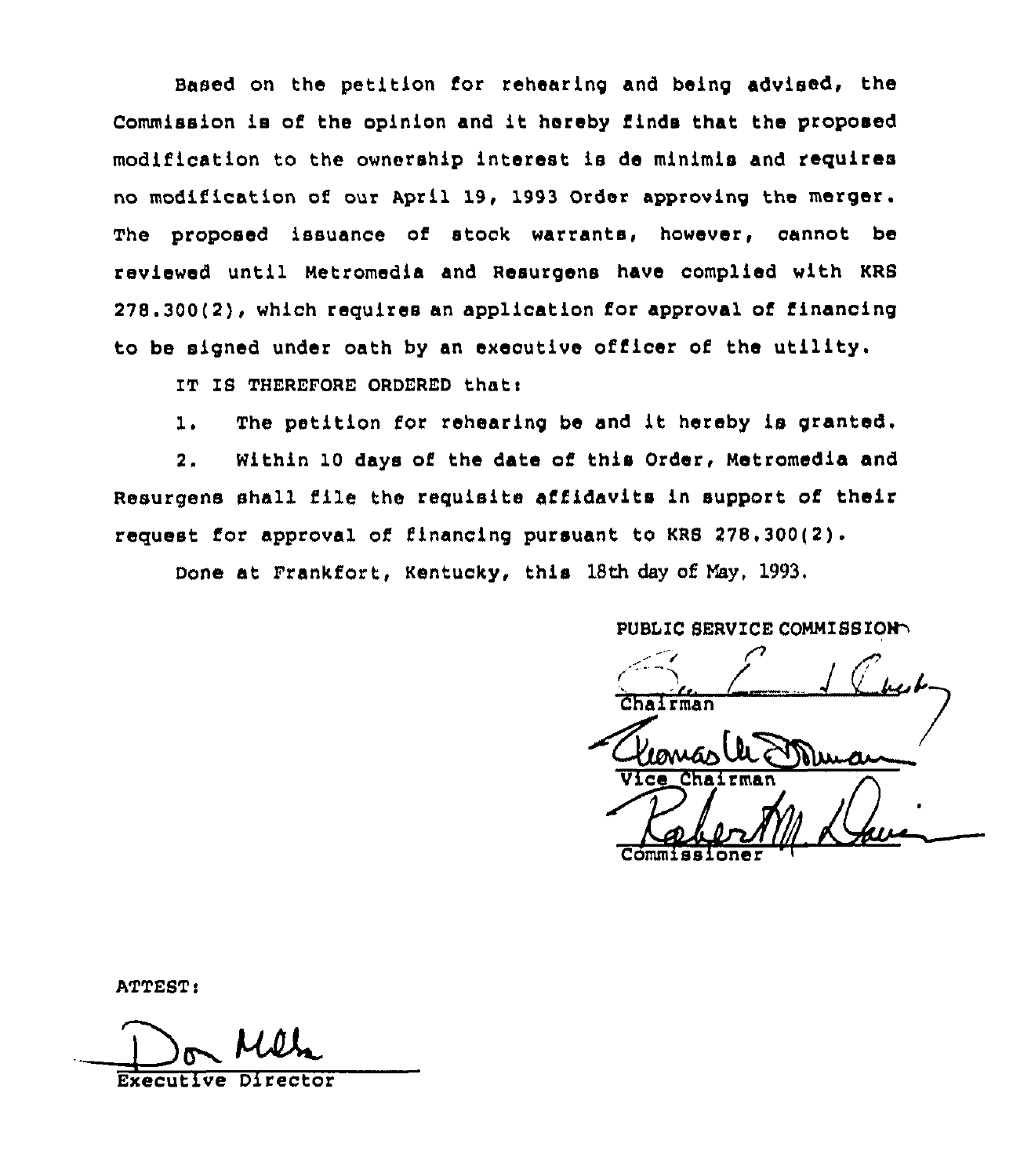Based on the petition for rehearing and being advised, the Commission is of the opinion and it hereby finds that the proposed modification to the ownership interest is de minimis and requires no modification of our April 19, 1993 Order approving the merger. The proposed issuance of stock warrants, however, cannot be reviewed until Metromedia and Resurgens have complied with KRS 278.300(2), which requires an application for approval of financing to be signed under oath by an executive officer of the utility.

IT IS THEREFORE ORDERED that:

1. The petition for rehearing be and it hereby is granted.

2. Within 10 days of the date of this Order, Metromedia and Resurgens shall file the requisite affidavits in support of their request for approval of financing pursuant to KRS 278.300(2).

Done at Frankfort, Kentucky, this 18th day of May, 1993.

PUBLIC SERVICE COMMISSION

Chairman

Vice Chairman

Commissioner

ATTEST:

Executive Director